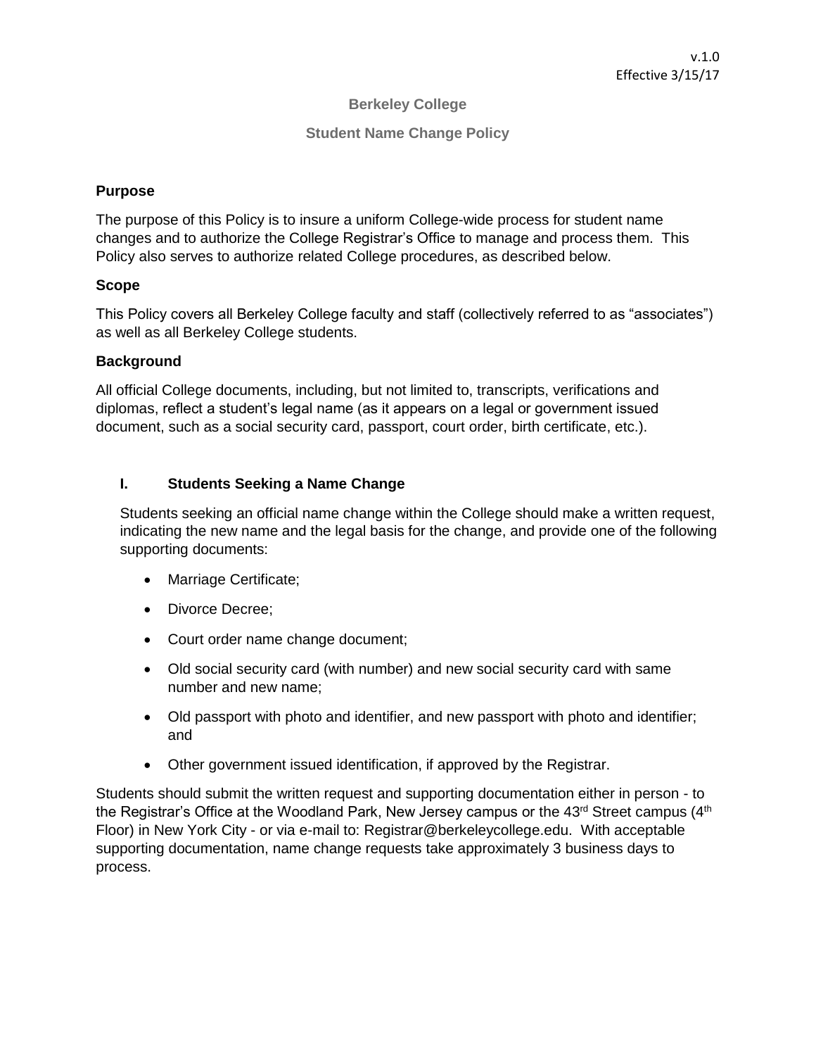v.1.0
Effective 3/15/17

# Berkeley College

## Student Name Change Policy

### Purpose

The purpose of this Policy is to insure a uniform College-wide process for student name changes and to authorize the College Registrar's Office to manage and process them. This Policy also serves to authorize related College procedures, as described below.

### Scope

This Policy covers all Berkeley College faculty and staff (collectively referred to as "associates") as well as all Berkeley College students.

### Background

All official College documents, including, but not limited to, transcripts, verifications and diplomas, reflect a student's legal name (as it appears on a legal or government issued document, such as a social security card, passport, court order, birth certificate, etc.).

### I. Students Seeking a Name Change

Students seeking an official name change within the College should make a written request, indicating the new name and the legal basis for the change, and provide one of the following supporting documents:

- Marriage Certificate;
- Divorce Decree;
- Court order name change document;
- Old social security card (with number) and new social security card with same number and new name;
- Old passport with photo and identifier, and new passport with photo and identifier; and
- Other government issued identification, if approved by the Registrar.

Students should submit the written request and supporting documentation either in person - to the Registrar's Office at the Woodland Park, New Jersey campus or the 43rd Street campus (4th Floor) in New York City - or via e-mail to: Registrar@berkeleycollege.edu. With acceptable supporting documentation, name change requests take approximately 3 business days to process.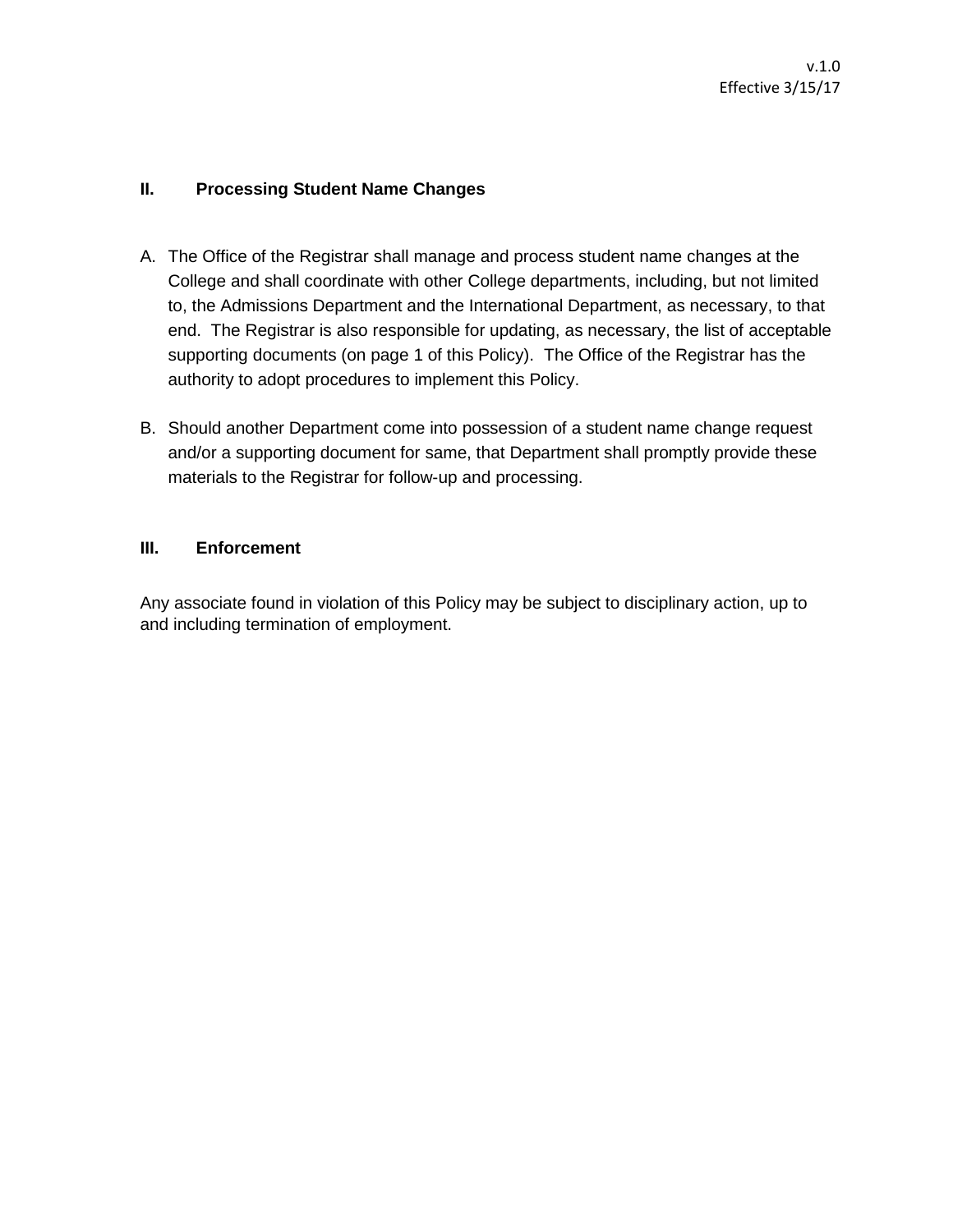## II. Processing Student Name Changes

A. The Office of the Registrar shall manage and process student name changes at the College and shall coordinate with other College departments, including, but not limited to, the Admissions Department and the International Department, as necessary, to that end. The Registrar is also responsible for updating, as necessary, the list of acceptable supporting documents (on page 1 of this Policy). The Office of the Registrar has the authority to adopt procedures to implement this Policy.

B. Should another Department come into possession of a student name change request and/or a supporting document for same, that Department shall promptly provide these materials to the Registrar for follow-up and processing.

## III. Enforcement

Any associate found in violation of this Policy may be subject to disciplinary action, up to and including termination of employment.